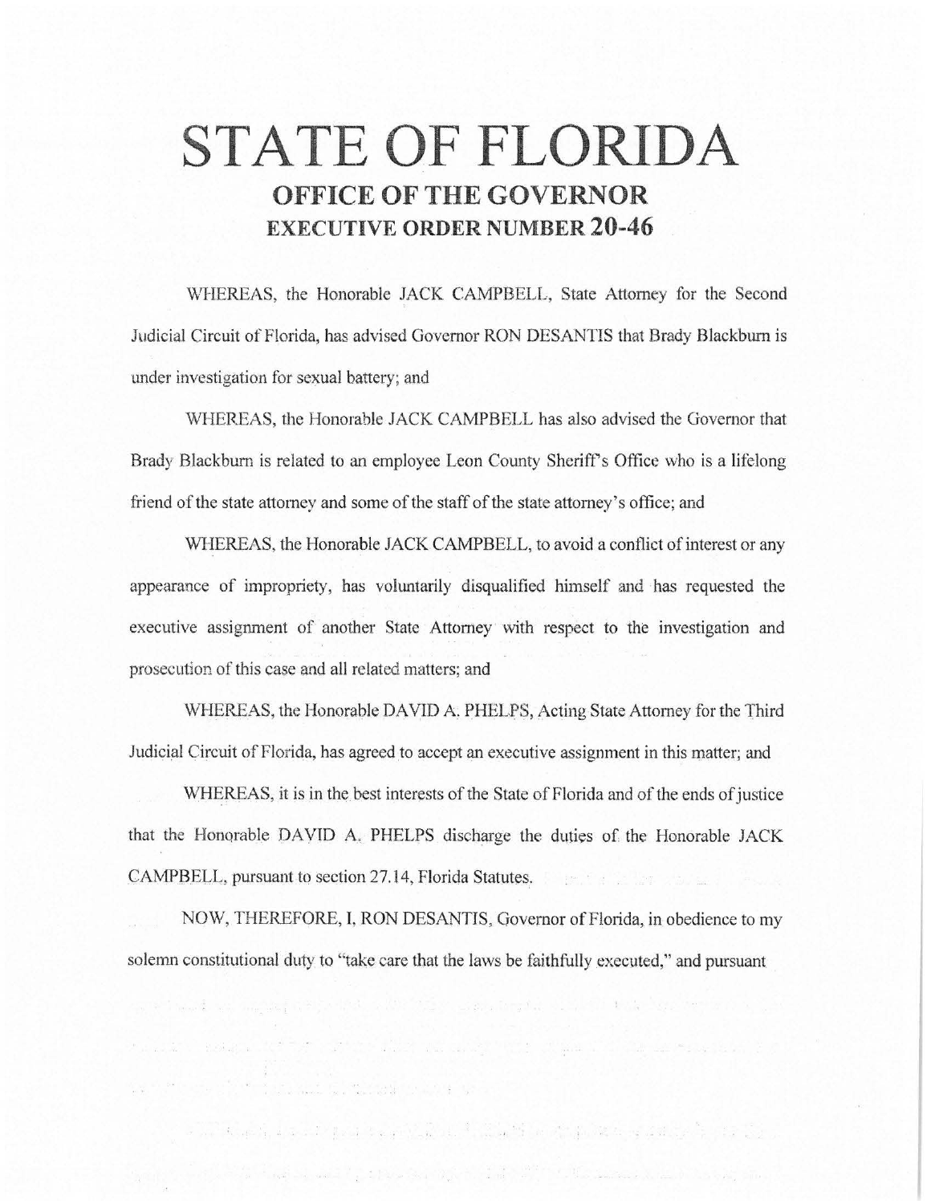# STATE OF FLORIDA

## OFFICE OF THE GOVERNOR

## EXECUTIVE ORDER NUMBER 20-46

WHEREAS, the Honorable JACK CAMPBELL, State Attorney for the Second Judicial Circuit of Florida, has advised Governor RON DESANTIS that Brady Blackburn is under investigation for sexual battery; and

WHEREAS, the Honorable JACK CAMPBELL has also advised the Governor that Brady Blackburn is related to an employee Leon County Sheriff's Office who is a lifelong friend of the state attorney and some of the staff of the state attorney's office; and

WHEREAS, the Honorable JACK CAMPBELL, to avoid a conflict of interest or any appearance of impropriety, has voluntarily disqualified himself and has requested the executive assignment of another State Attorney with respect to the investigation and prosecution of this case and all related matters; and

WHEREAS, the Honorable DAVID A. PHELPS, Acting State Attorney for the Third Judicial Circuit of Florida, has agreed to accept an executive assignment in this matter; and

WHEREAS, it is in the best interests of the State of Florida and of the ends of justice that the Honorable DAVID A. PHELPS discharge the duties of the Honorable JACK CAMPBELL, pursuant to section 27.14, Florida Statutes.

NOW, THEREFORE, I, RON DESANTIS, Governor of Florida, in obedience to my solemn constitutional duty to "take care that the laws be faithfully executed," and pursuant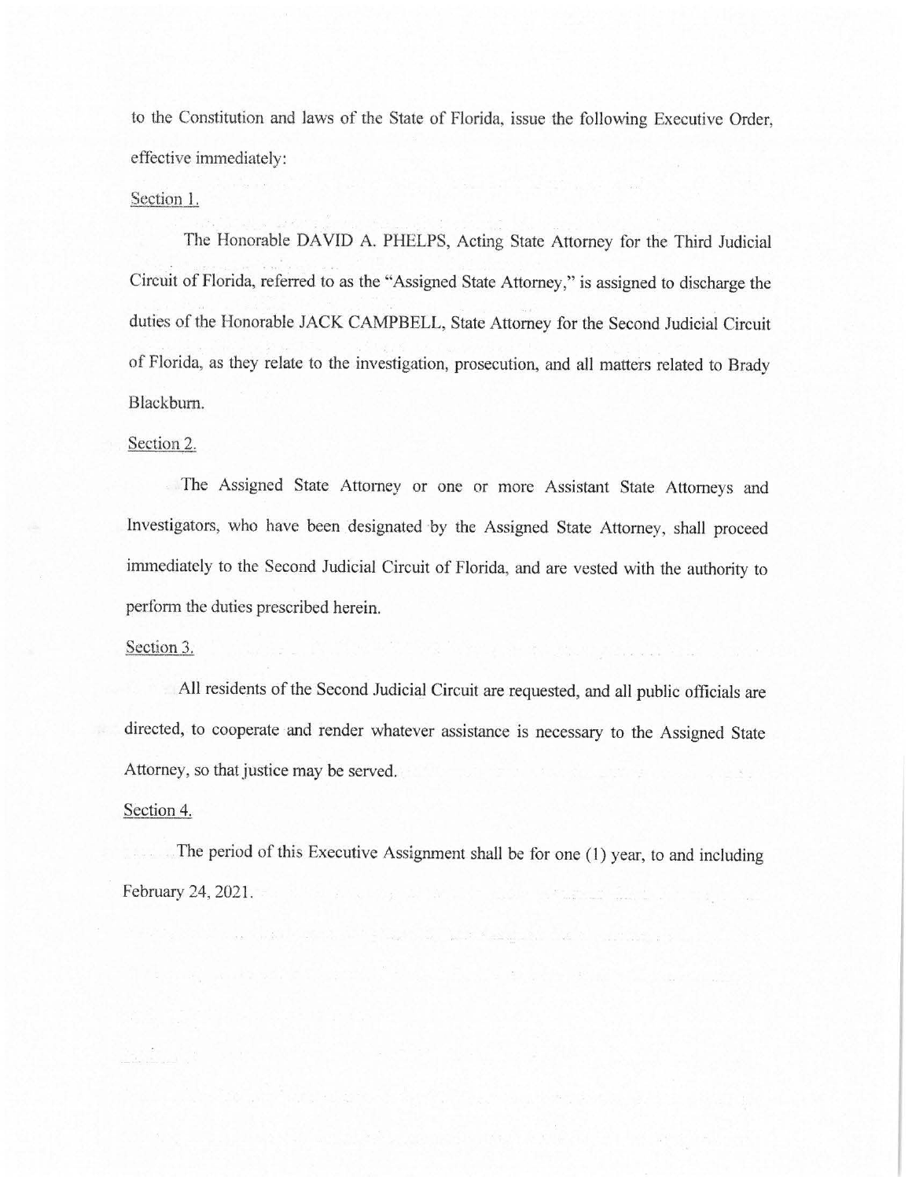to the Constitution and laws of the State of Florida, issue the following Executive Order, effective immediately:

Section 1.

The Honorable DAVID A. PHELPS, Acting State Attorney for the Third Judicial Circuit of Florida, referred to as the "Assigned State Attorney," is assigned to discharge the duties of the Honorable JACK CAMPBELL, State Attorney for the Second Judicial Circuit of Florida, as they relate to the investigation, prosecution, and all matters related to Brady Blackburn.

Section 2.

The Assigned State Attorney or one or more Assistant State Attorneys and Investigators, who have been designated by the Assigned State Attorney, shall proceed immediately to the Second Judicial Circuit of Florida, and are vested with the authority to perform the duties prescribed herein.

Section 3.

All residents of the Second Judicial Circuit are requested, and all public officials are directed, to cooperate and render whatever assistance is necessary to the Assigned State Attorney, so that justice may be served.

Section 4.

The period of this Executive Assignment shall be for one (1) year, to and including February 24, 2021.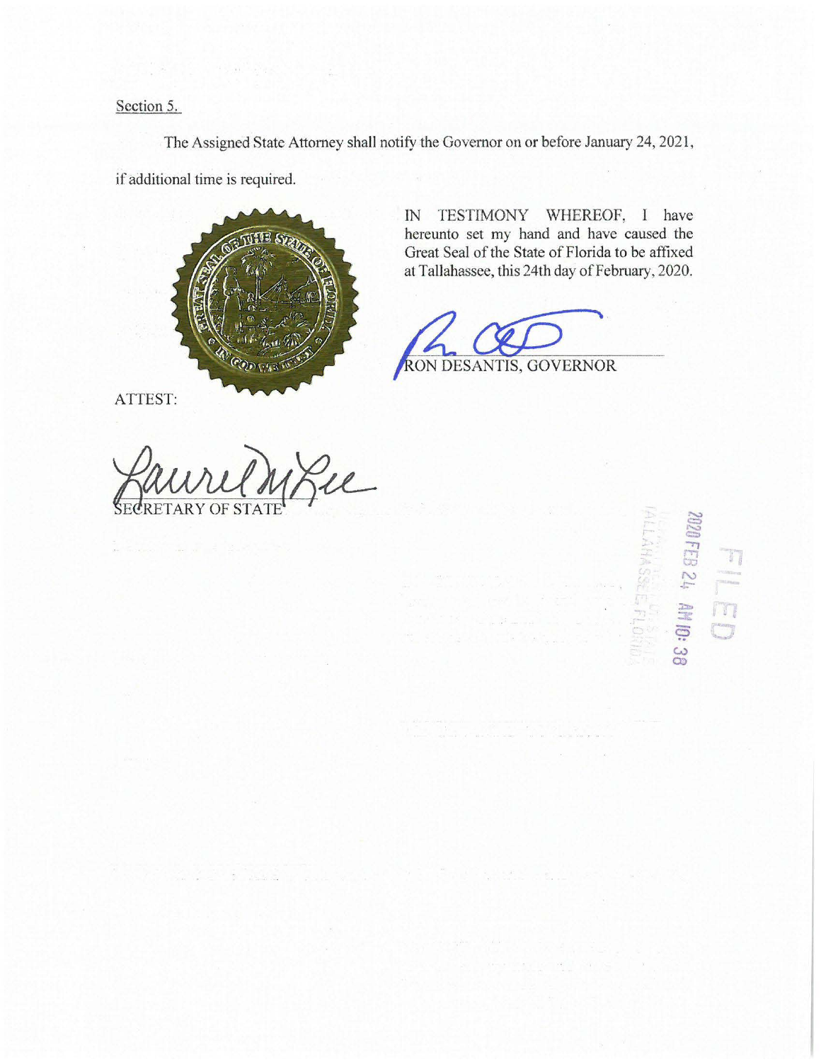Section 5.

The Assigned State Attorney shall notify the Governor on or before January 24, 2021, if additional time is required.

IN TESTIMONY WHEREOF, I have hereunto set my hand and have caused the Great Seal of the State of Florida to be affixed at Tallahassee, this 24th day of February, 2020.

RON DESANTIS, GOVERNOR

ATTEST:

SECRETARY OF STATE

FILED

2020 FEB 24 AM 10: 38

DEPARTMENT OF STATE
TALLAHASSEE, FLORIDA